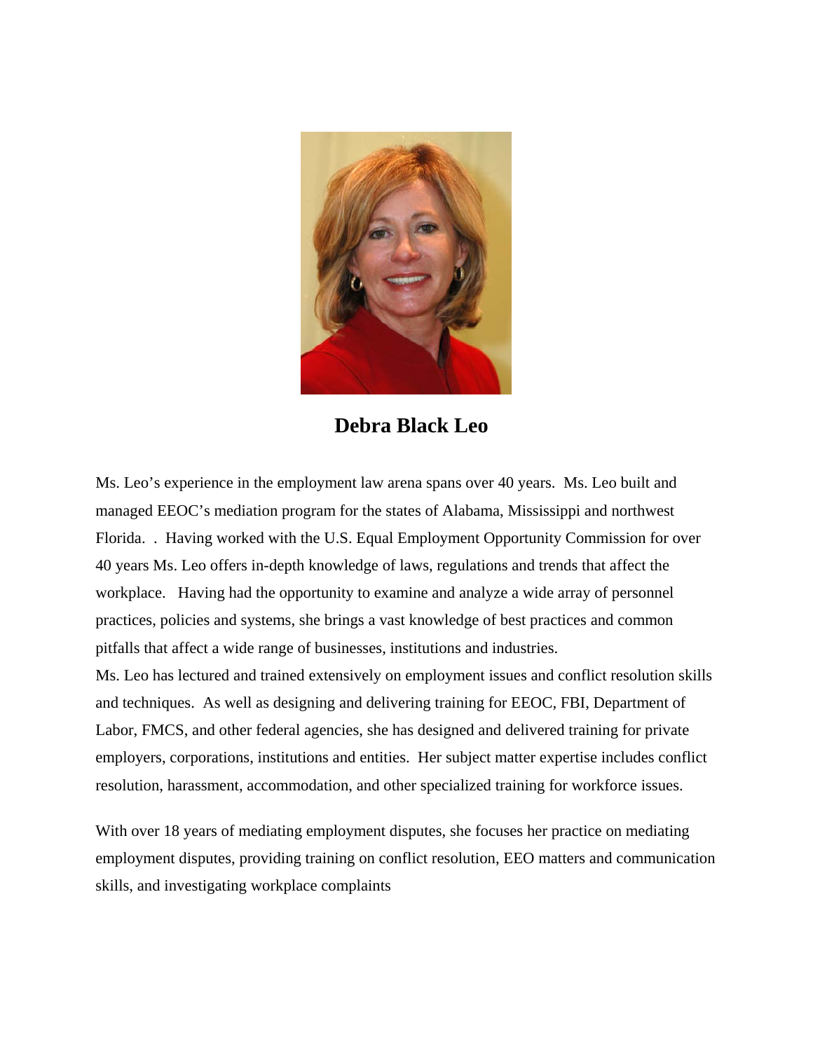# Debra Black Leo

Ms. Leo's experience in the employment law arena spans over 40 years. Ms. Leo built and managed EEOC's mediation program for the states of Alabama, Mississippi and northwest Florida. . Having worked with the U.S. Equal Employment Opportunity Commission for over 40 years Ms. Leo offers in-depth knowledge of laws, regulations and trends that affect the workplace. Having had the opportunity to examine and analyze a wide array of personnel practices, policies and systems, she brings a vast knowledge of best practices and common pitfalls that affect a wide range of businesses, institutions and industries.
Ms. Leo has lectured and trained extensively on employment issues and conflict resolution skills and techniques. As well as designing and delivering training for EEOC, FBI, Department of Labor, FMCS, and other federal agencies, she has designed and delivered training for private employers, corporations, institutions and entities. Her subject matter expertise includes conflict resolution, harassment, accommodation, and other specialized training for workforce issues.

With over 18 years of mediating employment disputes, she focuses her practice on mediating employment disputes, providing training on conflict resolution, EEO matters and communication skills, and investigating workplace complaints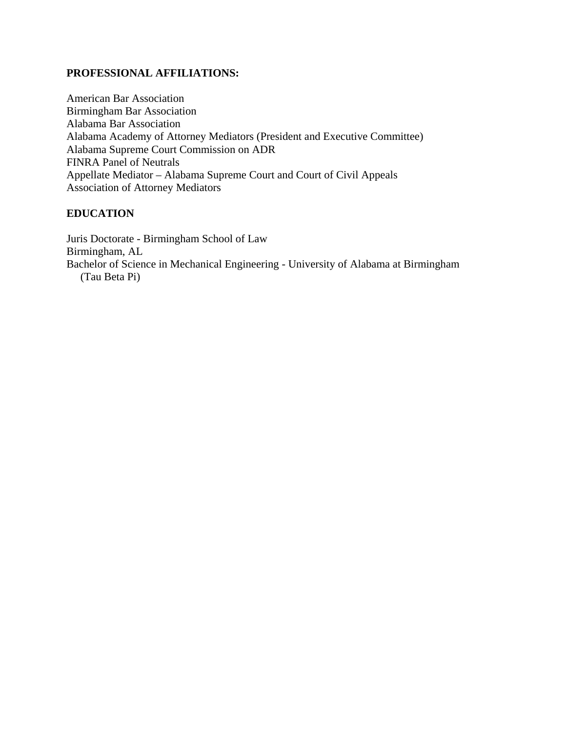**PROFESSIONAL AFFILIATIONS:**

American Bar Association
Birmingham Bar Association
Alabama Bar Association
Alabama Academy of Attorney Mediators (President and Executive Committee)
Alabama Supreme Court Commission on ADR
FINRA Panel of Neutrals
Appellate Mediator – Alabama Supreme Court and Court of Civil Appeals
Association of Attorney Mediators

**EDUCATION**

Juris Doctorate - Birmingham School of Law
Birmingham, AL
Bachelor of Science in Mechanical Engineering - University of Alabama at Birmingham
(Tau Beta Pi)